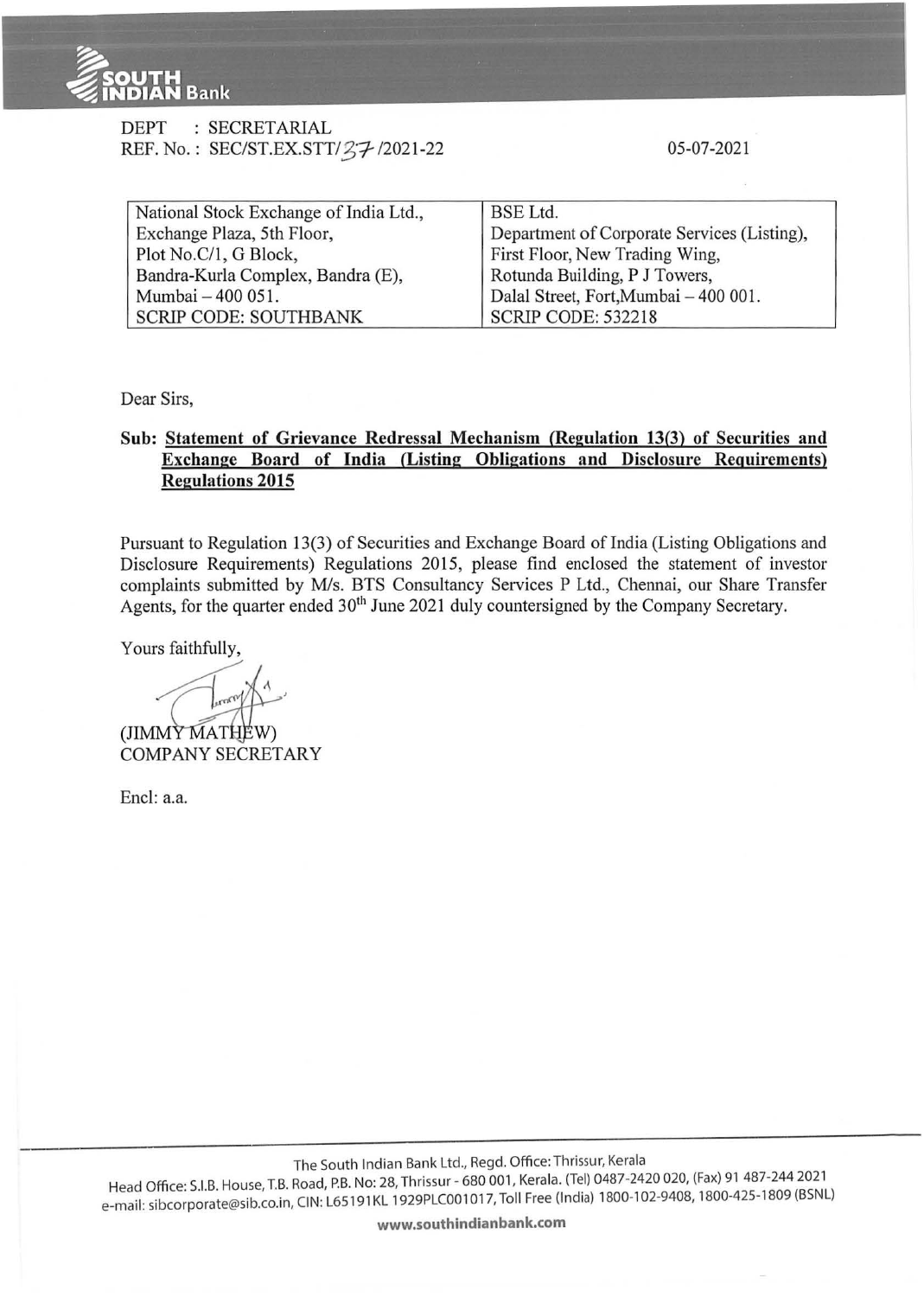DEPT : SECRETARIAL
REF. No. : SEC/ST.EX.STT/37/2021-22

05-07-2021

| National Stock Exchange of India Ltd., | BSE Ltd. |
| --- | --- |
| Exchange Plaza, 5th Floor, | Department of Corporate Services (Listing), |
| Plot No.C/1, G Block, | First Floor, New Trading Wing, |
| Bandra-Kurla Complex, Bandra (E), | Rotunda Building, P J Towers, |
| Mumbai – 400 051. | Dalal Street, Fort,Mumbai – 400 001. |
| SCRIP CODE: SOUTHBANK | SCRIP CODE: 532218 |

Dear Sirs,

**Sub: Statement of Grievance Redressal Mechanism (Regulation 13(3) of Securities and Exchange Board of India (Listing Obligations and Disclosure Requirements) Regulations 2015**

Pursuant to Regulation 13(3) of Securities and Exchange Board of India (Listing Obligations and Disclosure Requirements) Regulations 2015, please find enclosed the statement of investor complaints submitted by M/s. BTS Consultancy Services P Ltd., Chennai, our Share Transfer Agents, for the quarter ended 30th June 2021 duly countersigned by the Company Secretary.

Yours faithfully,

(JIMMY MATHEW)
COMPANY SECRETARY

Encl: a.a.

The South Indian Bank Ltd., Regd. Office: Thrissur, Kerala
Head Office: S.I.B. House, T.B. Road, P.B. No: 28, Thrissur - 680 001, Kerala. (Tel) 0487-2420 020, (Fax) 91 487-244 2021
e-mail: sibcorporate@sib.co.in, CIN: L65191KL1929PLC001017, Toll Free (India) 1800-102-9408, 1800-425-1809 (BSNL)
www.southindianbank.com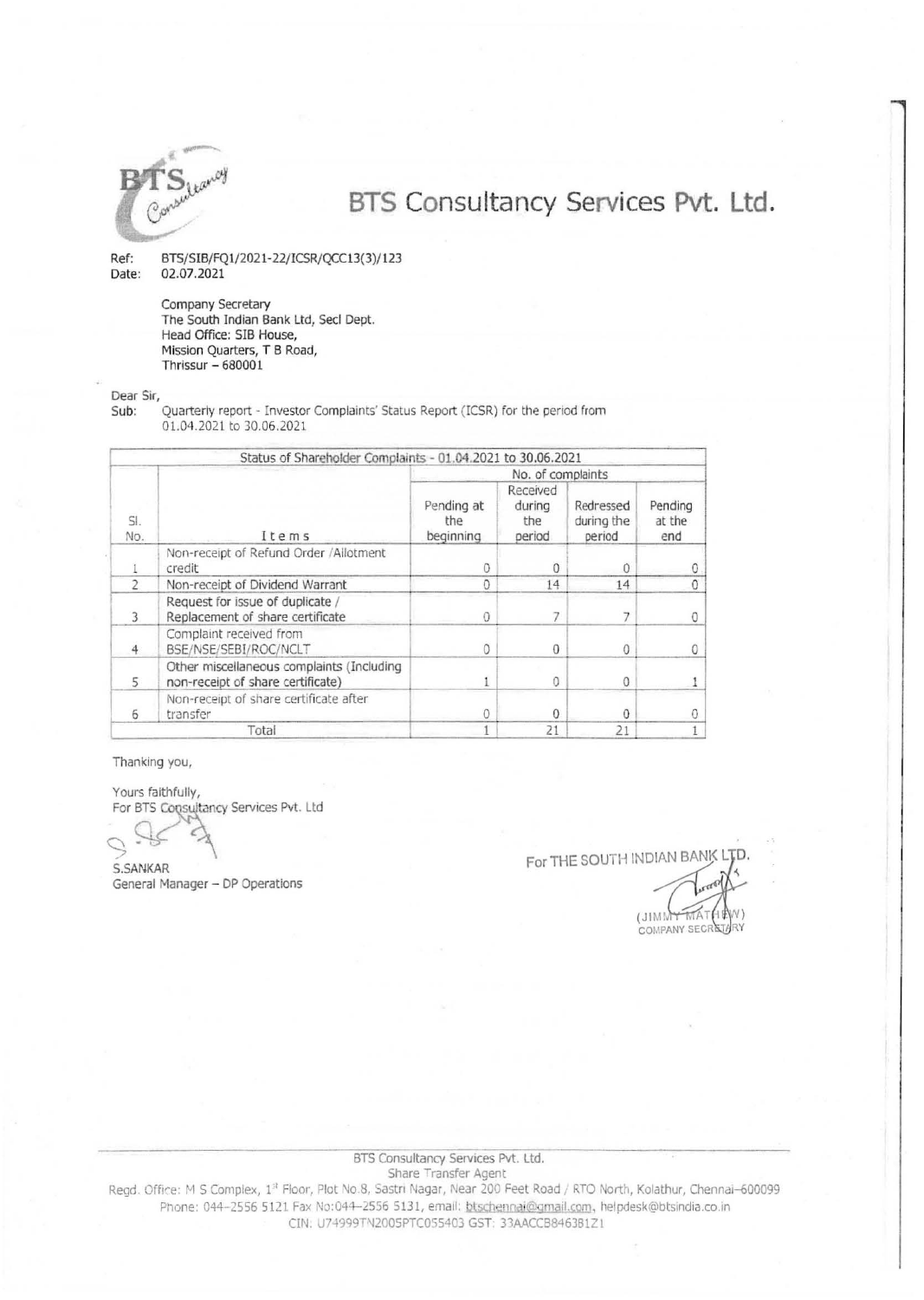# BTS Consultancy Services Pvt. Ltd.

Ref: BTS/SIB/FQ1/2021-22/ICSR/QCC13(3)/123
Date: 02.07.2021

Company Secretary
The South Indian Bank Ltd, Secl Dept.
Head Office: SIB House,
Mission Quarters, T B Road,
Thrissur – 680001

Dear Sir,

Sub: Quarterly report - Investor Complaints' Status Report (ICSR) for the period from 01.04.2021 to 30.06.2021

| Status of Shareholder Complaints - 01.04.2021 to 30.06.2021 | | | | | |
|---|---|---|---|---|---|
| | | No. of complaints | | | |
| Sl. No. | Items | Pending at the beginning | Received during the period | Redressed during the period | Pending at the end |
| 1 | Non-receipt of Refund Order /Allotment credit | 0 | 0 | 0 | 0 |
| 2 | Non-receipt of Dividend Warrant | 0 | 14 | 14 | 0 |
| 3 | Request for issue of duplicate / Replacement of share certificate | 0 | 7 | 7 | 0 |
| 4 | Complaint received from BSE/NSE/SEBI/ROC/NCLT | 0 | 0 | 0 | 0 |
| 5 | Other miscellaneous complaints (Including non-receipt of share certificate) | 1 | 0 | 0 | 1 |
| 6 | Non-receipt of share certificate after transfer | 0 | 0 | 0 | 0 |
| | Total | 1 | 21 | 21 | 1 |

Thanking you,

Yours faithfully,
For BTS Consultancy Services Pvt. Ltd

S.SANKAR
General Manager – DP Operations

For THE SOUTH INDIAN BANK LTD.

(JIMMY MATHEW)
COMPANY SECRETARY

BTS Consultancy Services Pvt. Ltd.
Share Transfer Agent
Regd. Office: M S Complex, 1st Floor, Plot No.8, Sastri Nagar, Near 200 Feet Road / RTO North, Kolathur, Chennai–600099
Phone: 044-2556 5121 Fax No:044-2556 5131, email: btschennai@gmail.com, helpdesk@btsindia.co.in
CIN: U74999TN2005PTC055403 GST: 33AACCB8463B1Z1